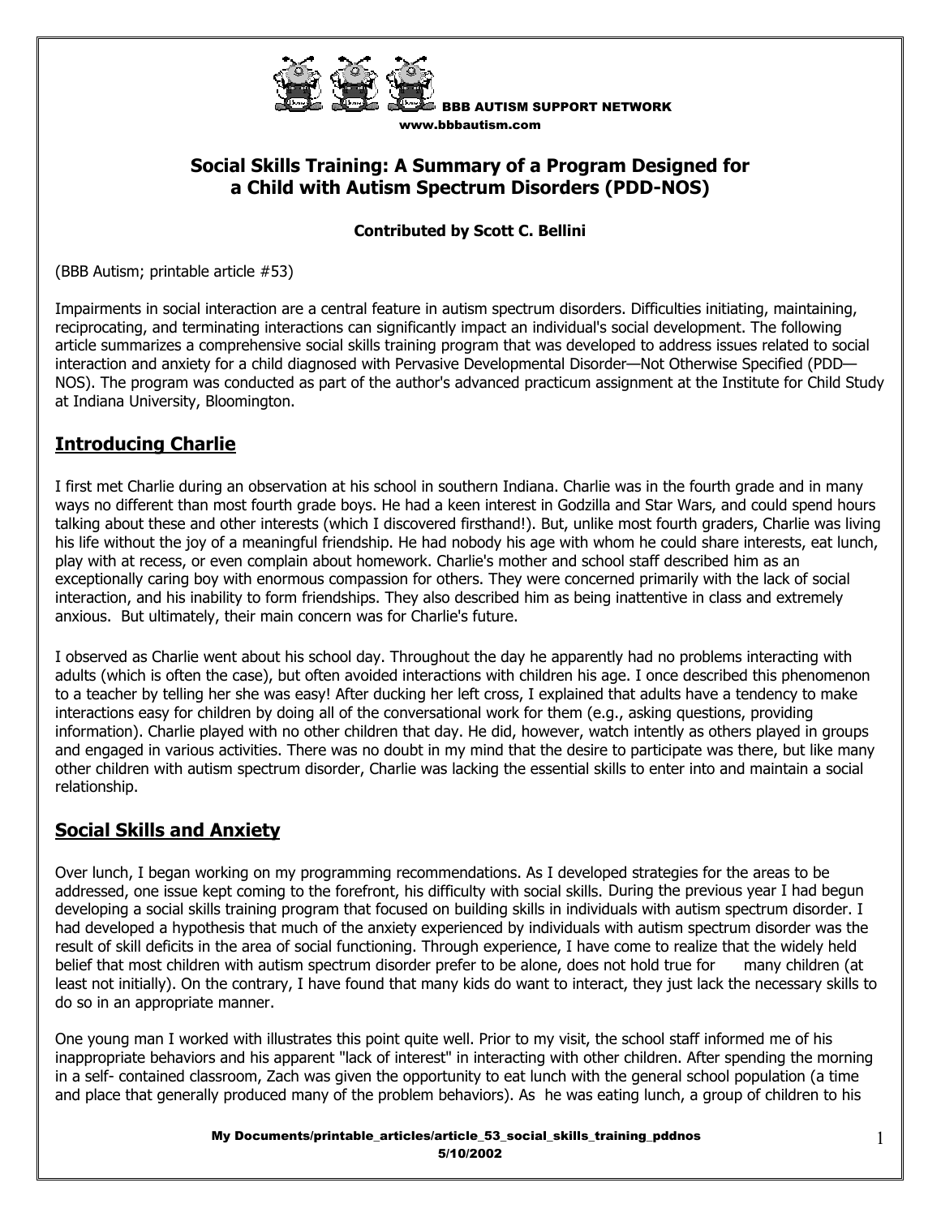BBB AUTISM SUPPORT NETWORK
www.bbbautism.com

# Social Skills Training: A Summary of a Program Designed for a Child with Autism Spectrum Disorders (PDD-NOS)

**Contributed by Scott C. Bellini**

(BBB Autism; printable article #53)

Impairments in social interaction are a central feature in autism spectrum disorders. Difficulties initiating, maintaining, reciprocating, and terminating interactions can significantly impact an individual's social development. The following article summarizes a comprehensive social skills training program that was developed to address issues related to social interaction and anxiety for a child diagnosed with Pervasive Developmental Disorder—Not Otherwise Specified (PDD—NOS). The program was conducted as part of the author's advanced practicum assignment at the Institute for Child Study at Indiana University, Bloomington.

## Introducing Charlie

I first met Charlie during an observation at his school in southern Indiana. Charlie was in the fourth grade and in many ways no different than most fourth grade boys. He had a keen interest in Godzilla and Star Wars, and could spend hours talking about these and other interests (which I discovered firsthand!). But, unlike most fourth graders, Charlie was living his life without the joy of a meaningful friendship. He had nobody his age with whom he could share interests, eat lunch, play with at recess, or even complain about homework. Charlie's mother and school staff described him as an exceptionally caring boy with enormous compassion for others. They were concerned primarily with the lack of social interaction, and his inability to form friendships. They also described him as being inattentive in class and extremely anxious. But ultimately, their main concern was for Charlie's future.

I observed as Charlie went about his school day. Throughout the day he apparently had no problems interacting with adults (which is often the case), but often avoided interactions with children his age. I once described this phenomenon to a teacher by telling her she was easy! After ducking her left cross, I explained that adults have a tendency to make interactions easy for children by doing all of the conversational work for them (e.g., asking questions, providing information). Charlie played with no other children that day. He did, however, watch intently as others played in groups and engaged in various activities. There was no doubt in my mind that the desire to participate was there, but like many other children with autism spectrum disorder, Charlie was lacking the essential skills to enter into and maintain a social relationship.

## Social Skills and Anxiety

Over lunch, I began working on my programming recommendations. As I developed strategies for the areas to be addressed, one issue kept coming to the forefront, his difficulty with social skills. During the previous year I had begun developing a social skills training program that focused on building skills in individuals with autism spectrum disorder. I had developed a hypothesis that much of the anxiety experienced by individuals with autism spectrum disorder was the result of skill deficits in the area of social functioning. Through experience, I have come to realize that the widely held belief that most children with autism spectrum disorder prefer to be alone, does not hold true for many children (at least not initially). On the contrary, I have found that many kids do want to interact, they just lack the necessary skills to do so in an appropriate manner.

One young man I worked with illustrates this point quite well. Prior to my visit, the school staff informed me of his inappropriate behaviors and his apparent "lack of interest" in interacting with other children. After spending the morning in a self- contained classroom, Zach was given the opportunity to eat lunch with the general school population (a time and place that generally produced many of the problem behaviors). As he was eating lunch, a group of children to his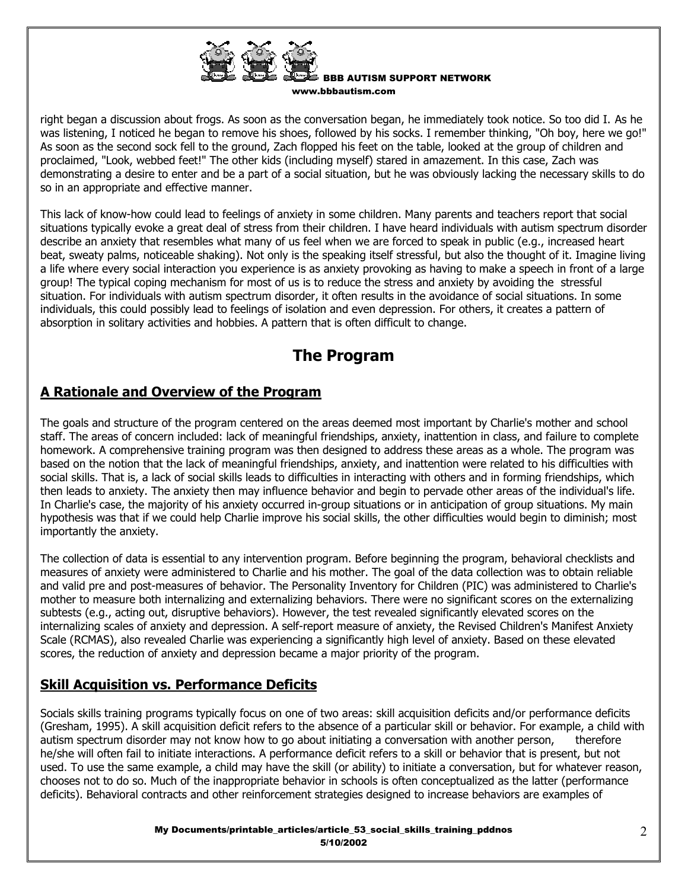right began a discussion about frogs. As soon as the conversation began, he immediately took notice. So too did I. As he was listening, I noticed he began to remove his shoes, followed by his socks. I remember thinking, "Oh boy, here we go!" As soon as the second sock fell to the ground, Zach flopped his feet on the table, looked at the group of children and proclaimed, "Look, webbed feet!" The other kids (including myself) stared in amazement. In this case, Zach was demonstrating a desire to enter and be a part of a social situation, but he was obviously lacking the necessary skills to do so in an appropriate and effective manner.

This lack of know-how could lead to feelings of anxiety in some children. Many parents and teachers report that social situations typically evoke a great deal of stress from their children. I have heard individuals with autism spectrum disorder describe an anxiety that resembles what many of us feel when we are forced to speak in public (e.g., increased heart beat, sweaty palms, noticeable shaking). Not only is the speaking itself stressful, but also the thought of it. Imagine living a life where every social interaction you experience is as anxiety provoking as having to make a speech in front of a large group! The typical coping mechanism for most of us is to reduce the stress and anxiety by avoiding the stressful situation. For individuals with autism spectrum disorder, it often results in the avoidance of social situations. In some individuals, this could possibly lead to feelings of isolation and even depression. For others, it creates a pattern of absorption in solitary activities and hobbies. A pattern that is often difficult to change.

# The Program

## A Rationale and Overview of the Program

The goals and structure of the program centered on the areas deemed most important by Charlie's mother and school staff. The areas of concern included: lack of meaningful friendships, anxiety, inattention in class, and failure to complete homework. A comprehensive training program was then designed to address these areas as a whole. The program was based on the notion that the lack of meaningful friendships, anxiety, and inattention were related to his difficulties with social skills. That is, a lack of social skills leads to difficulties in interacting with others and in forming friendships, which then leads to anxiety. The anxiety then may influence behavior and begin to pervade other areas of the individual's life. In Charlie's case, the majority of his anxiety occurred in-group situations or in anticipation of group situations. My main hypothesis was that if we could help Charlie improve his social skills, the other difficulties would begin to diminish; most importantly the anxiety.

The collection of data is essential to any intervention program. Before beginning the program, behavioral checklists and measures of anxiety were administered to Charlie and his mother. The goal of the data collection was to obtain reliable and valid pre and post-measures of behavior. The Personality Inventory for Children (PIC) was administered to Charlie's mother to measure both internalizing and externalizing behaviors. There were no significant scores on the externalizing subtests (e.g., acting out, disruptive behaviors). However, the test revealed significantly elevated scores on the internalizing scales of anxiety and depression. A self-report measure of anxiety, the Revised Children's Manifest Anxiety Scale (RCMAS), also revealed Charlie was experiencing a significantly high level of anxiety. Based on these elevated scores, the reduction of anxiety and depression became a major priority of the program.

## Skill Acquisition vs. Performance Deficits

Socials skills training programs typically focus on one of two areas: skill acquisition deficits and/or performance deficits (Gresham, 1995). A skill acquisition deficit refers to the absence of a particular skill or behavior. For example, a child with autism spectrum disorder may not know how to go about initiating a conversation with another person, therefore he/she will often fail to initiate interactions. A performance deficit refers to a skill or behavior that is present, but not used. To use the same example, a child may have the skill (or ability) to initiate a conversation, but for whatever reason, chooses not to do so. Much of the inappropriate behavior in schools is often conceptualized as the latter (performance deficits). Behavioral contracts and other reinforcement strategies designed to increase behaviors are examples of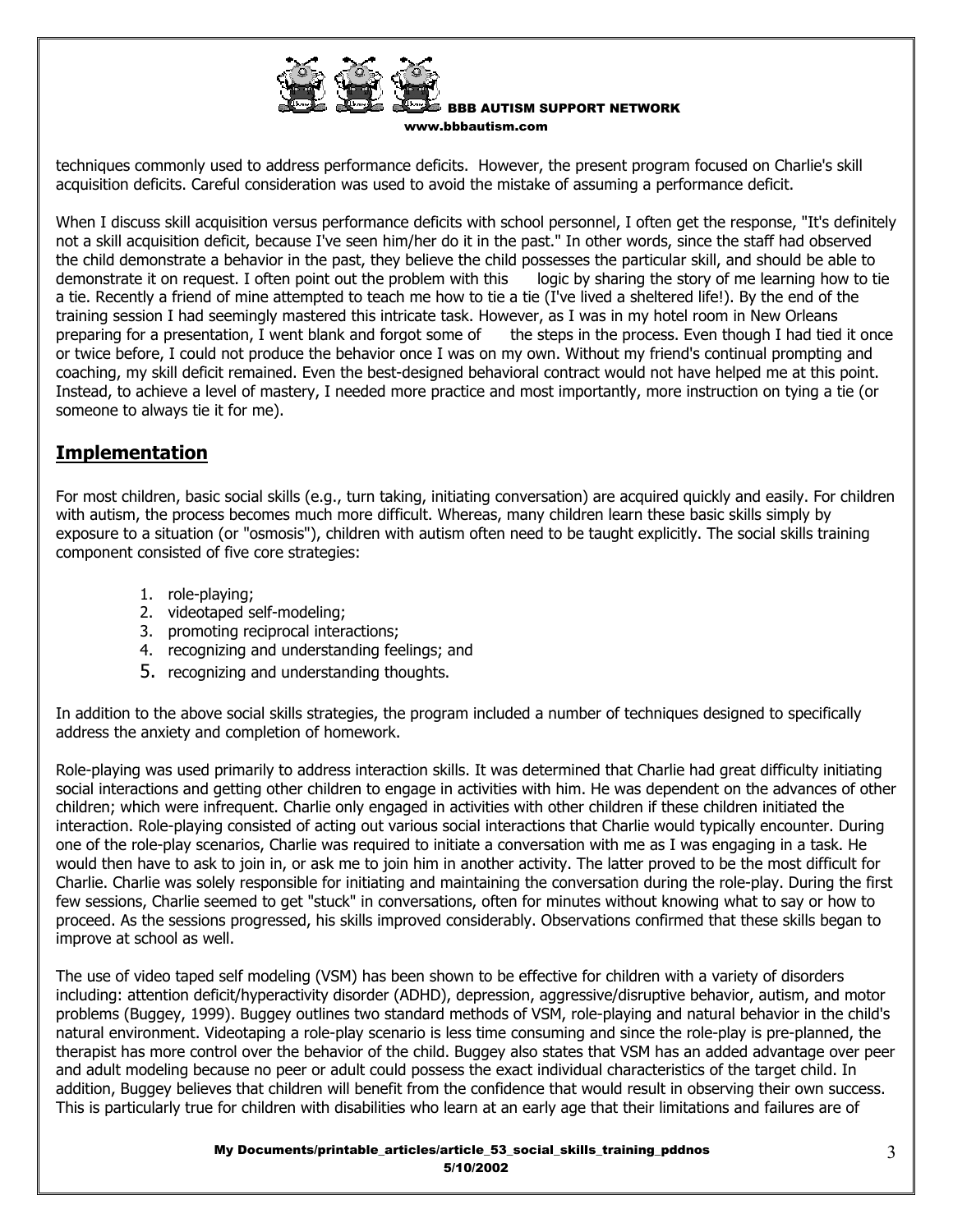techniques commonly used to address performance deficits. However, the present program focused on Charlie's skill acquisition deficits. Careful consideration was used to avoid the mistake of assuming a performance deficit.

When I discuss skill acquisition versus performance deficits with school personnel, I often get the response, "It's definitely not a skill acquisition deficit, because I've seen him/her do it in the past." In other words, since the staff had observed the child demonstrate a behavior in the past, they believe the child possesses the particular skill, and should be able to demonstrate it on request. I often point out the problem with this logic by sharing the story of me learning how to tie a tie. Recently a friend of mine attempted to teach me how to tie a tie (I've lived a sheltered life!). By the end of the training session I had seemingly mastered this intricate task. However, as I was in my hotel room in New Orleans preparing for a presentation, I went blank and forgot some of the steps in the process. Even though I had tied it once or twice before, I could not produce the behavior once I was on my own. Without my friend's continual prompting and coaching, my skill deficit remained. Even the best-designed behavioral contract would not have helped me at this point. Instead, to achieve a level of mastery, I needed more practice and most importantly, more instruction on tying a tie (or someone to always tie it for me).

## Implementation

For most children, basic social skills (e.g., turn taking, initiating conversation) are acquired quickly and easily. For children with autism, the process becomes much more difficult. Whereas, many children learn these basic skills simply by exposure to a situation (or "osmosis"), children with autism often need to be taught explicitly. The social skills training component consisted of five core strategies:

1. role-playing;
2. videotaped self-modeling;
3. promoting reciprocal interactions;
4. recognizing and understanding feelings; and
5. recognizing and understanding thoughts.

In addition to the above social skills strategies, the program included a number of techniques designed to specifically address the anxiety and completion of homework.

Role-playing was used primarily to address interaction skills. It was determined that Charlie had great difficulty initiating social interactions and getting other children to engage in activities with him. He was dependent on the advances of other children; which were infrequent. Charlie only engaged in activities with other children if these children initiated the interaction. Role-playing consisted of acting out various social interactions that Charlie would typically encounter. During one of the role-play scenarios, Charlie was required to initiate a conversation with me as I was engaging in a task. He would then have to ask to join in, or ask me to join him in another activity. The latter proved to be the most difficult for Charlie. Charlie was solely responsible for initiating and maintaining the conversation during the role-play. During the first few sessions, Charlie seemed to get "stuck" in conversations, often for minutes without knowing what to say or how to proceed. As the sessions progressed, his skills improved considerably. Observations confirmed that these skills began to improve at school as well.

The use of video taped self modeling (VSM) has been shown to be effective for children with a variety of disorders including: attention deficit/hyperactivity disorder (ADHD), depression, aggressive/disruptive behavior, autism, and motor problems (Buggey, 1999). Buggey outlines two standard methods of VSM, role-playing and natural behavior in the child's natural environment. Videotaping a role-play scenario is less time consuming and since the role-play is pre-planned, the therapist has more control over the behavior of the child. Buggey also states that VSM has an added advantage over peer and adult modeling because no peer or adult could possess the exact individual characteristics of the target child. In addition, Buggey believes that children will benefit from the confidence that would result in observing their own success. This is particularly true for children with disabilities who learn at an early age that their limitations and failures are of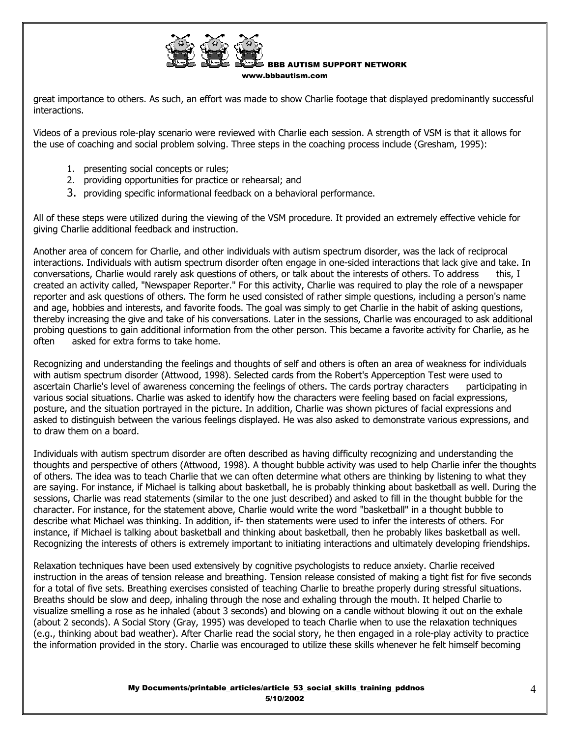great importance to others. As such, an effort was made to show Charlie footage that displayed predominantly successful interactions.

Videos of a previous role-play scenario were reviewed with Charlie each session. A strength of VSM is that it allows for the use of coaching and social problem solving. Three steps in the coaching process include (Gresham, 1995):

1. presenting social concepts or rules;
2. providing opportunities for practice or rehearsal; and
3. providing specific informational feedback on a behavioral performance.

All of these steps were utilized during the viewing of the VSM procedure. It provided an extremely effective vehicle for giving Charlie additional feedback and instruction.

Another area of concern for Charlie, and other individuals with autism spectrum disorder, was the lack of reciprocal interactions. Individuals with autism spectrum disorder often engage in one-sided interactions that lack give and take. In conversations, Charlie would rarely ask questions of others, or talk about the interests of others. To address this, I created an activity called, "Newspaper Reporter." For this activity, Charlie was required to play the role of a newspaper reporter and ask questions of others. The form he used consisted of rather simple questions, including a person's name and age, hobbies and interests, and favorite foods. The goal was simply to get Charlie in the habit of asking questions, thereby increasing the give and take of his conversations. Later in the sessions, Charlie was encouraged to ask additional probing questions to gain additional information from the other person. This became a favorite activity for Charlie, as he often asked for extra forms to take home.

Recognizing and understanding the feelings and thoughts of self and others is often an area of weakness for individuals with autism spectrum disorder (Attwood, 1998). Selected cards from the Robert's Apperception Test were used to ascertain Charlie's level of awareness concerning the feelings of others. The cards portray characters participating in various social situations. Charlie was asked to identify how the characters were feeling based on facial expressions, posture, and the situation portrayed in the picture. In addition, Charlie was shown pictures of facial expressions and asked to distinguish between the various feelings displayed. He was also asked to demonstrate various expressions, and to draw them on a board.

Individuals with autism spectrum disorder are often described as having difficulty recognizing and understanding the thoughts and perspective of others (Attwood, 1998). A thought bubble activity was used to help Charlie infer the thoughts of others. The idea was to teach Charlie that we can often determine what others are thinking by listening to what they are saying. For instance, if Michael is talking about basketball, he is probably thinking about basketball as well. During the sessions, Charlie was read statements (similar to the one just described) and asked to fill in the thought bubble for the character. For instance, for the statement above, Charlie would write the word "basketball" in a thought bubble to describe what Michael was thinking. In addition, if- then statements were used to infer the interests of others. For instance, if Michael is talking about basketball and thinking about basketball, then he probably likes basketball as well. Recognizing the interests of others is extremely important to initiating interactions and ultimately developing friendships.

Relaxation techniques have been used extensively by cognitive psychologists to reduce anxiety. Charlie received instruction in the areas of tension release and breathing. Tension release consisted of making a tight fist for five seconds for a total of five sets. Breathing exercises consisted of teaching Charlie to breathe properly during stressful situations. Breaths should be slow and deep, inhaling through the nose and exhaling through the mouth. It helped Charlie to visualize smelling a rose as he inhaled (about 3 seconds) and blowing on a candle without blowing it out on the exhale (about 2 seconds). A Social Story (Gray, 1995) was developed to teach Charlie when to use the relaxation techniques (e.g., thinking about bad weather). After Charlie read the social story, he then engaged in a role-play activity to practice the information provided in the story. Charlie was encouraged to utilize these skills whenever he felt himself becoming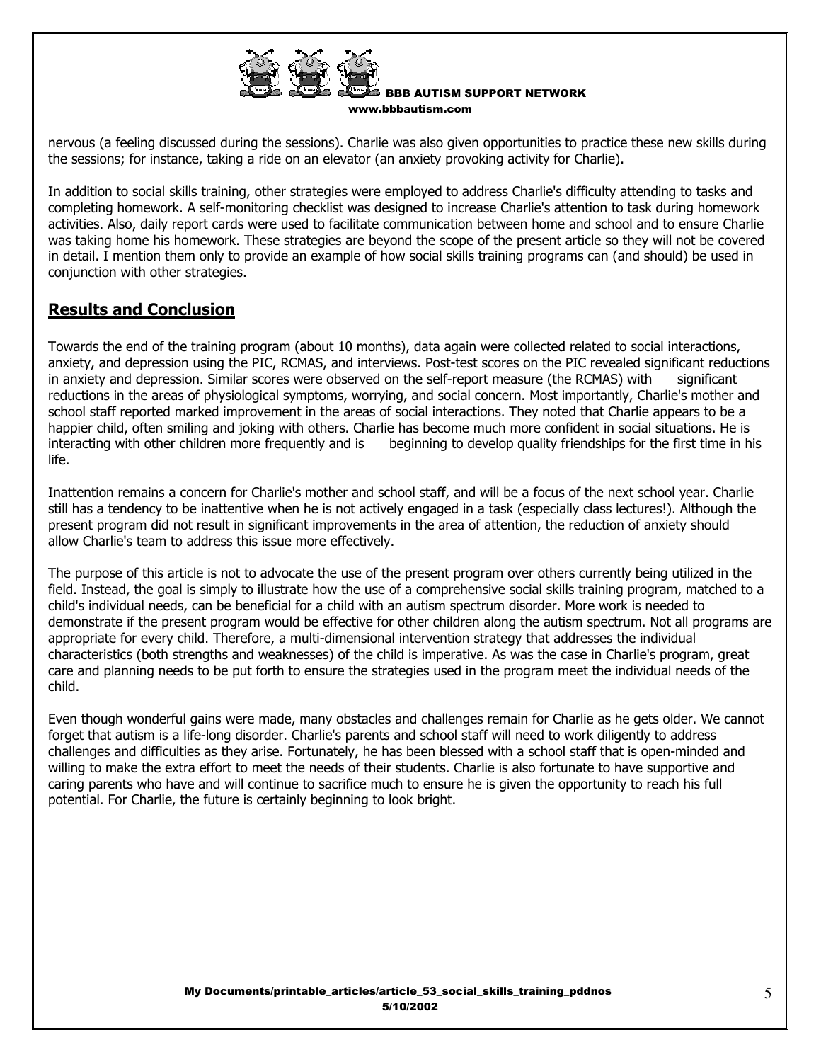nervous (a feeling discussed during the sessions). Charlie was also given opportunities to practice these new skills during the sessions; for instance, taking a ride on an elevator (an anxiety provoking activity for Charlie).

In addition to social skills training, other strategies were employed to address Charlie's difficulty attending to tasks and completing homework. A self-monitoring checklist was designed to increase Charlie's attention to task during homework activities. Also, daily report cards were used to facilitate communication between home and school and to ensure Charlie was taking home his homework. These strategies are beyond the scope of the present article so they will not be covered in detail. I mention them only to provide an example of how social skills training programs can (and should) be used in conjunction with other strategies.

## Results and Conclusion

Towards the end of the training program (about 10 months), data again were collected related to social interactions, anxiety, and depression using the PIC, RCMAS, and interviews. Post-test scores on the PIC revealed significant reductions in anxiety and depression. Similar scores were observed on the self-report measure (the RCMAS) with significant reductions in the areas of physiological symptoms, worrying, and social concern. Most importantly, Charlie's mother and school staff reported marked improvement in the areas of social interactions. They noted that Charlie appears to be a happier child, often smiling and joking with others. Charlie has become much more confident in social situations. He is interacting with other children more frequently and is beginning to develop quality friendships for the first time in his life.

Inattention remains a concern for Charlie's mother and school staff, and will be a focus of the next school year. Charlie still has a tendency to be inattentive when he is not actively engaged in a task (especially class lectures!). Although the present program did not result in significant improvements in the area of attention, the reduction of anxiety should allow Charlie's team to address this issue more effectively.

The purpose of this article is not to advocate the use of the present program over others currently being utilized in the field. Instead, the goal is simply to illustrate how the use of a comprehensive social skills training program, matched to a child's individual needs, can be beneficial for a child with an autism spectrum disorder. More work is needed to demonstrate if the present program would be effective for other children along the autism spectrum. Not all programs are appropriate for every child. Therefore, a multi-dimensional intervention strategy that addresses the individual characteristics (both strengths and weaknesses) of the child is imperative. As was the case in Charlie's program, great care and planning needs to be put forth to ensure the strategies used in the program meet the individual needs of the child.

Even though wonderful gains were made, many obstacles and challenges remain for Charlie as he gets older. We cannot forget that autism is a life-long disorder. Charlie's parents and school staff will need to work diligently to address challenges and difficulties as they arise. Fortunately, he has been blessed with a school staff that is open-minded and willing to make the extra effort to meet the needs of their students. Charlie is also fortunate to have supportive and caring parents who have and will continue to sacrifice much to ensure he is given the opportunity to reach his full potential. For Charlie, the future is certainly beginning to look bright.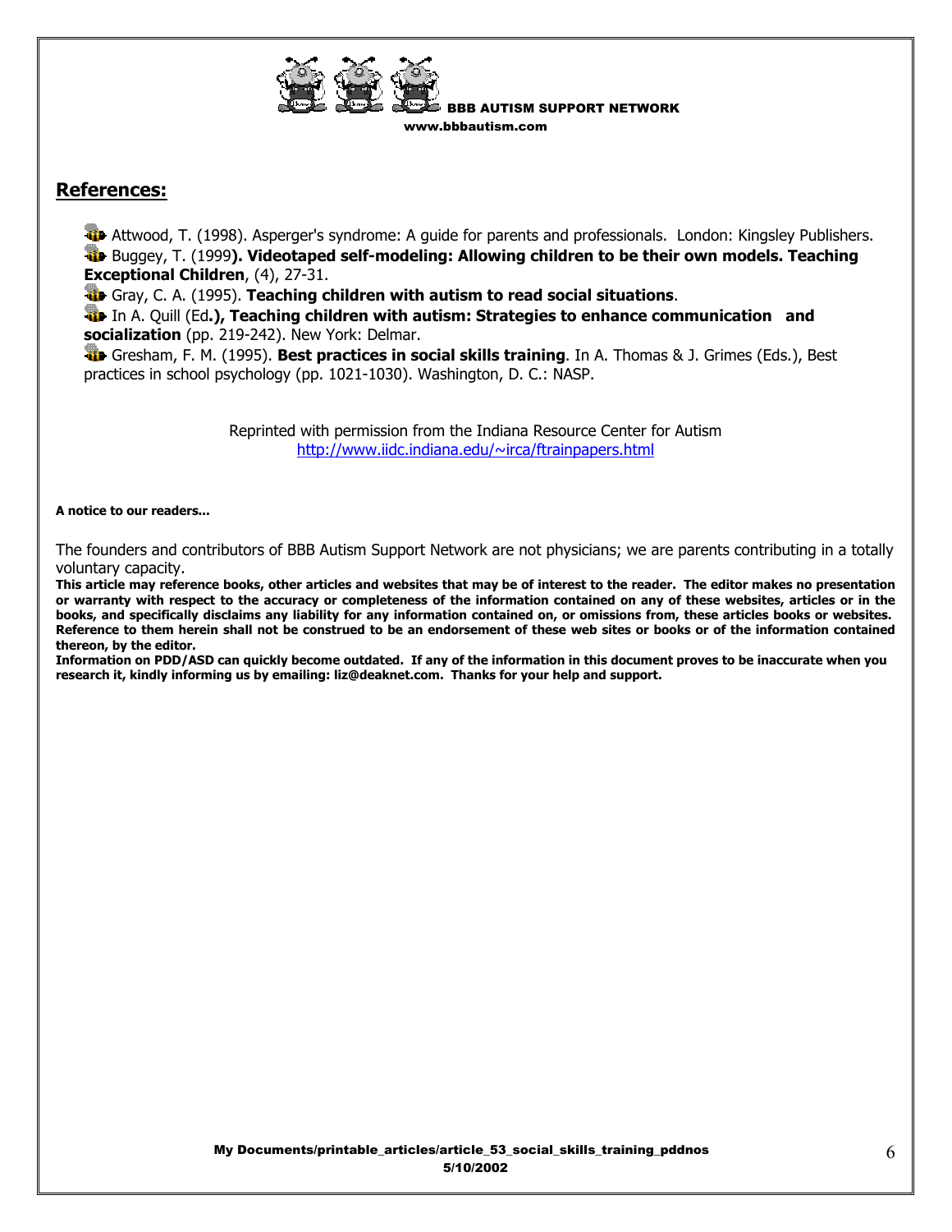## References:

- Attwood, T. (1998). Asperger's syndrome: A guide for parents and professionals. London: Kingsley Publishers.
- Buggey, T. (1999**). Videotaped self-modeling: Allowing children to be their own models. Teaching Exceptional Children**, (4), 27-31.
- Gray, C. A. (1995). **Teaching children with autism to read social situations**.
- In A. Quill (Ed**.), Teaching children with autism: Strategies to enhance communication and socialization** (pp. 219-242). New York: Delmar.
- Gresham, F. M. (1995). **Best practices in social skills training**. In A. Thomas & J. Grimes (Eds.), Best practices in school psychology (pp. 1021-1030). Washington, D. C.: NASP.

Reprinted with permission from the Indiana Resource Center for Autism
http://www.iidc.indiana.edu/~irca/ftrainpapers.html

**A notice to our readers...**

The founders and contributors of BBB Autism Support Network are not physicians; we are parents contributing in a totally voluntary capacity.

**This article may reference books, other articles and websites that may be of interest to the reader. The editor makes no presentation or warranty with respect to the accuracy or completeness of the information contained on any of these websites, articles or in the books, and specifically disclaims any liability for any information contained on, or omissions from, these articles books or websites. Reference to them herein shall not be construed to be an endorsement of these web sites or books or of the information contained thereon, by the editor.**

**Information on PDD/ASD can quickly become outdated. If any of the information in this document proves to be inaccurate when you research it, kindly informing us by emailing: liz@deaknet.com. Thanks for your help and support.**